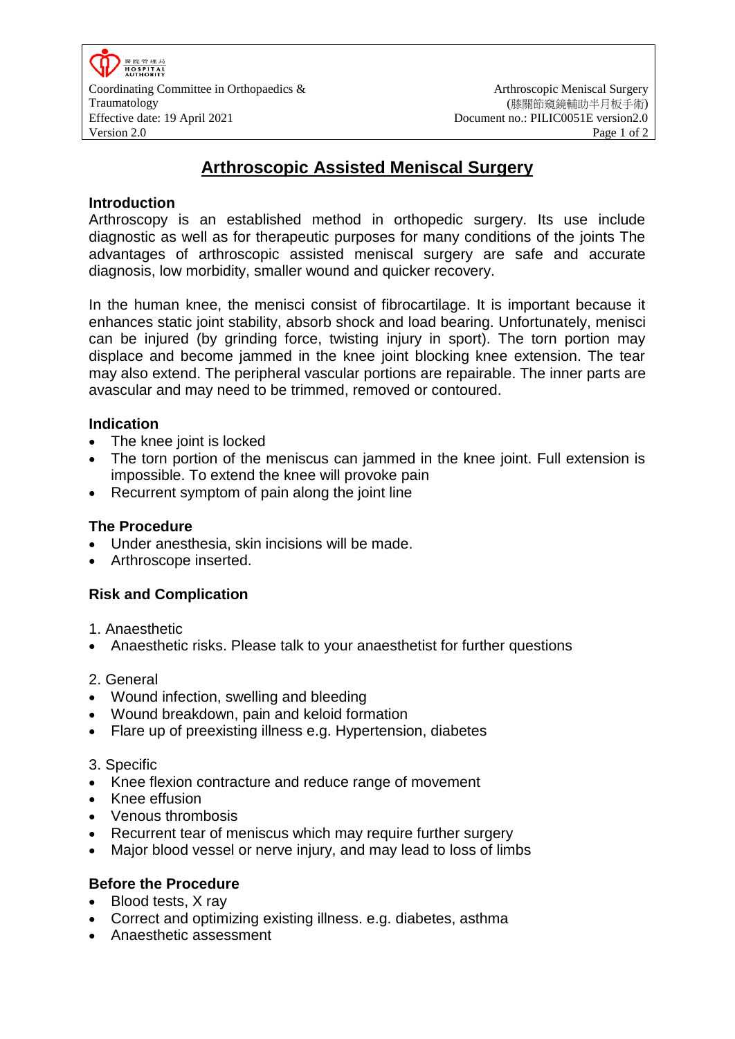# Arthroscopic Assisted Meniscal Surgery

## Introduction

Arthroscopy is an established method in orthopedic surgery. Its use include diagnostic as well as for therapeutic purposes for many conditions of the joints The advantages of arthroscopic assisted meniscal surgery are safe and accurate diagnosis, low morbidity, smaller wound and quicker recovery.

In the human knee, the menisci consist of fibrocartilage. It is important because it enhances static joint stability, absorb shock and load bearing. Unfortunately, menisci can be injured (by grinding force, twisting injury in sport). The torn portion may displace and become jammed in the knee joint blocking knee extension. The tear may also extend. The peripheral vascular portions are repairable. The inner parts are avascular and may need to be trimmed, removed or contoured.

## Indication

- The knee joint is locked
- The torn portion of the meniscus can jammed in the knee joint. Full extension is impossible. To extend the knee will provoke pain
- Recurrent symptom of pain along the joint line

## The Procedure

- Under anesthesia, skin incisions will be made.
- Arthroscope inserted.

## Risk and Complication

1. Anaesthetic
- Anaesthetic risks. Please talk to your anaesthetist for further questions

2. General
- Wound infection, swelling and bleeding
- Wound breakdown, pain and keloid formation
- Flare up of preexisting illness e.g. Hypertension, diabetes

3. Specific
- Knee flexion contracture and reduce range of movement
- Knee effusion
- Venous thrombosis
- Recurrent tear of meniscus which may require further surgery
- Major blood vessel or nerve injury, and may lead to loss of limbs

## Before the Procedure

- Blood tests, X ray
- Correct and optimizing existing illness. e.g. diabetes, asthma
- Anaesthetic assessment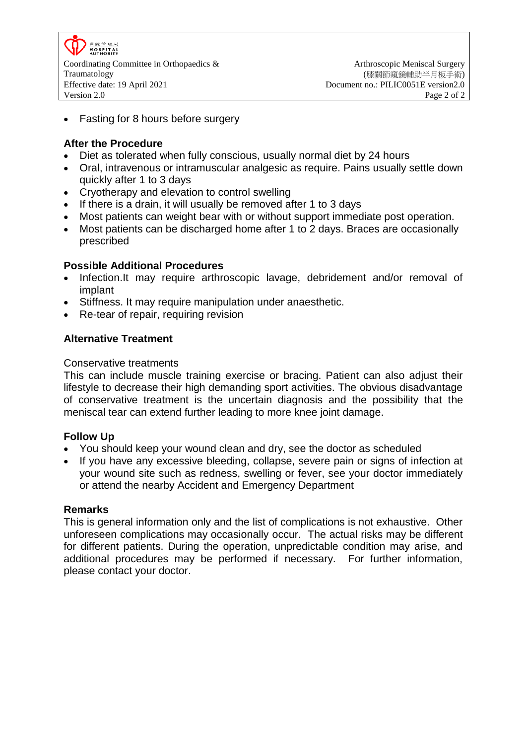- Fasting for 8 hours before surgery

## After the Procedure

- Diet as tolerated when fully conscious, usually normal diet by 24 hours
- Oral, intravenous or intramuscular analgesic as require. Pains usually settle down quickly after 1 to 3 days
- Cryotherapy and elevation to control swelling
- If there is a drain, it will usually be removed after 1 to 3 days
- Most patients can weight bear with or without support immediate post operation.
- Most patients can be discharged home after 1 to 2 days. Braces are occasionally prescribed

## Possible Additional Procedures

- Infection.It may require arthroscopic lavage, debridement and/or removal of implant
- Stiffness. It may require manipulation under anaesthetic.
- Re-tear of repair, requiring revision

## Alternative Treatment

Conservative treatments

This can include muscle training exercise or bracing. Patient can also adjust their lifestyle to decrease their high demanding sport activities. The obvious disadvantage of conservative treatment is the uncertain diagnosis and the possibility that the meniscal tear can extend further leading to more knee joint damage.

## Follow Up

- You should keep your wound clean and dry, see the doctor as scheduled
- If you have any excessive bleeding, collapse, severe pain or signs of infection at your wound site such as redness, swelling or fever, see your doctor immediately or attend the nearby Accident and Emergency Department

## Remarks

This is general information only and the list of complications is not exhaustive. Other unforeseen complications may occasionally occur. The actual risks may be different for different patients. During the operation, unpredictable condition may arise, and additional procedures may be performed if necessary. For further information, please contact your doctor.